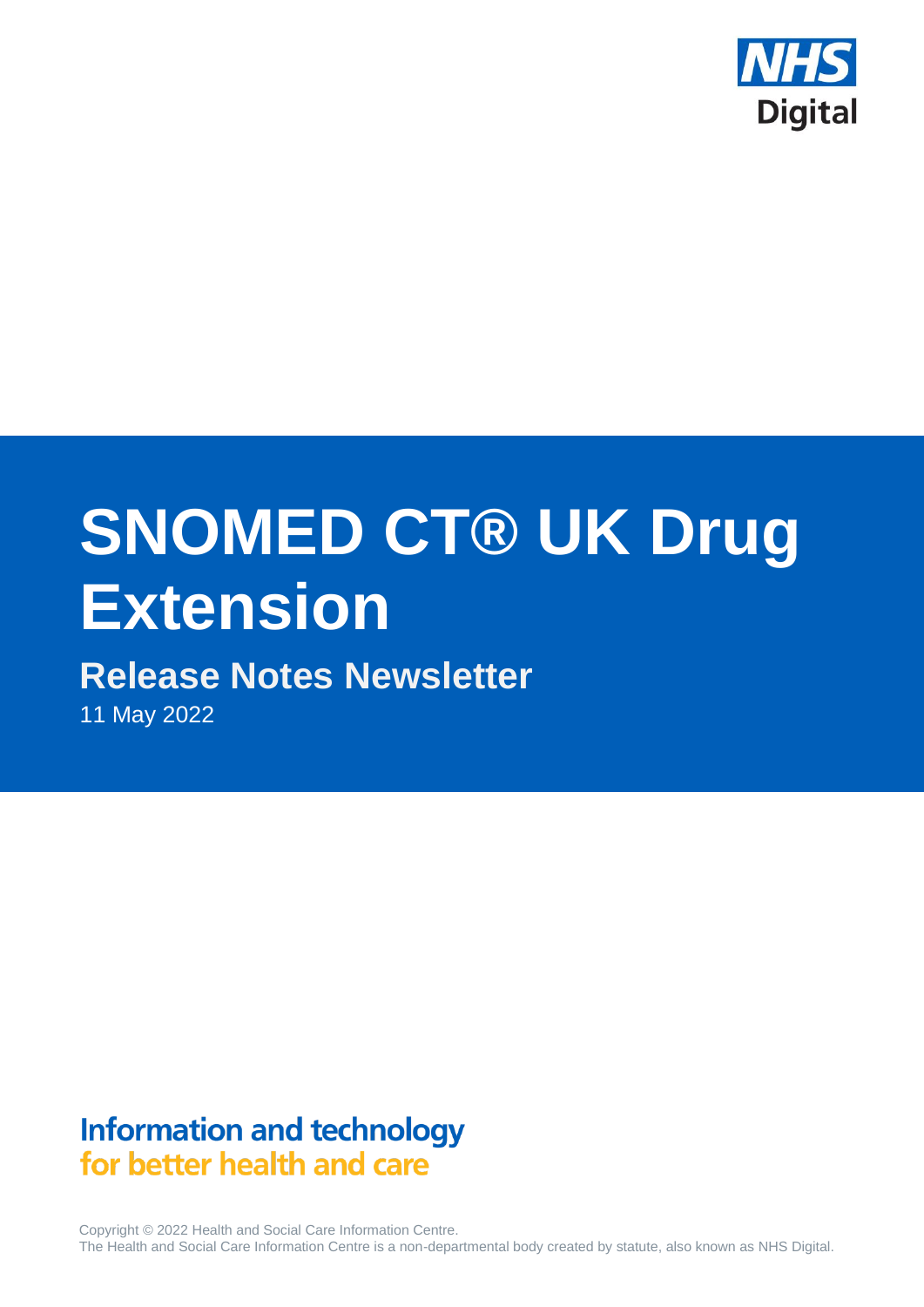NHS Digital

# SNOMED CT® UK Drug Extension

## Release Notes Newsletter

11 May 2022

**Information and technology**
**for better health and care**

Copyright © 2022 Health and Social Care Information Centre.
The Health and Social Care Information Centre is a non-departmental body created by statute, also known as NHS Digital.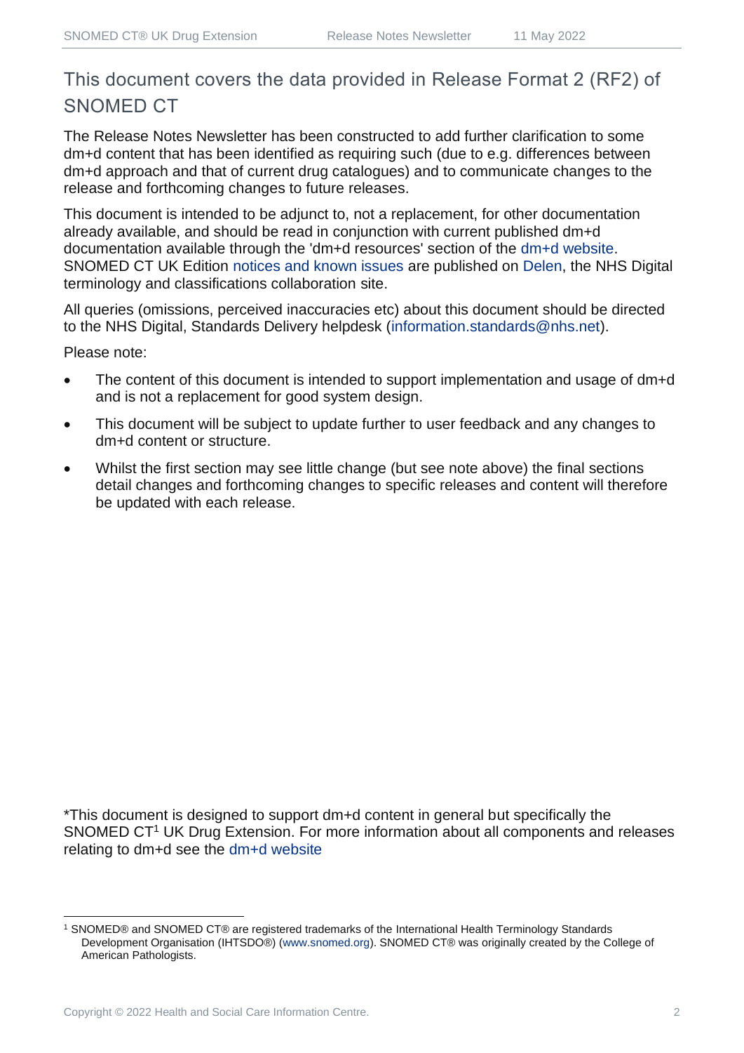## This document covers the data provided in Release Format 2 (RF2) of SNOMED CT

The Release Notes Newsletter has been constructed to add further clarification to some dm+d content that has been identified as requiring such (due to e.g. differences between dm+d approach and that of current drug catalogues) and to communicate changes to the release and forthcoming changes to future releases.

This document is intended to be adjunct to, not a replacement, for other documentation already available, and should be read in conjunction with current published dm+d documentation available through the 'dm+d resources' section of the dm+d website. SNOMED CT UK Edition notices and known issues are published on Delen, the NHS Digital terminology and classifications collaboration site.

All queries (omissions, perceived inaccuracies etc) about this document should be directed to the NHS Digital, Standards Delivery helpdesk (information.standards@nhs.net).

Please note:

- The content of this document is intended to support implementation and usage of dm+d and is not a replacement for good system design.
- This document will be subject to update further to user feedback and any changes to dm+d content or structure.
- Whilst the first section may see little change (but see note above) the final sections detail changes and forthcoming changes to specific releases and content will therefore be updated with each release.

*This document is designed to support dm+d content in general but specifically the SNOMED CT[1] UK Drug Extension. For more information about all components and releases relating to dm+d see the dm+d website

[1] SNOMED® and SNOMED CT® are registered trademarks of the International Health Terminology Standards Development Organisation (IHTSDO®) (www.snomed.org). SNOMED CT® was originally created by the College of American Pathologists.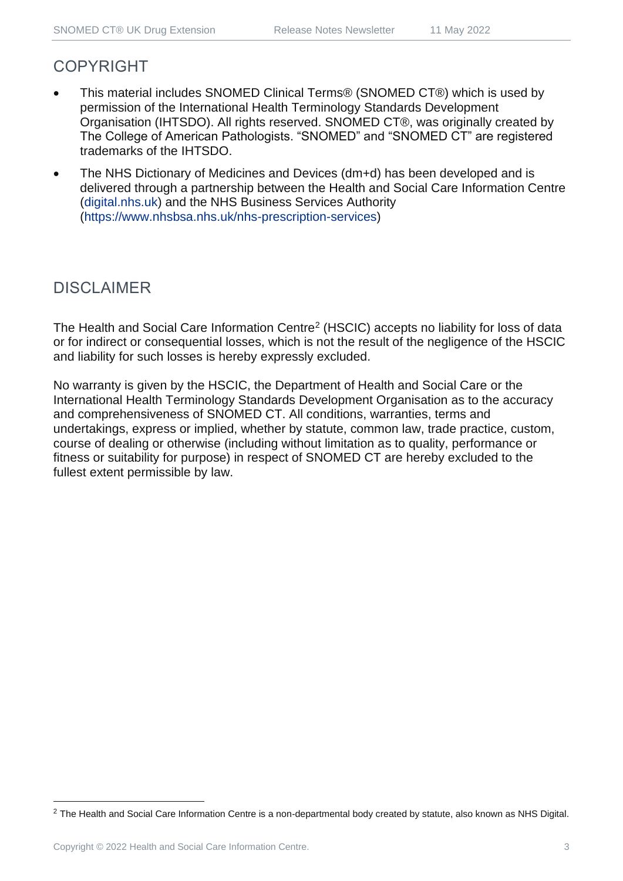## COPYRIGHT

- This material includes SNOMED Clinical Terms® (SNOMED CT®) which is used by permission of the International Health Terminology Standards Development Organisation (IHTSDO). All rights reserved. SNOMED CT®, was originally created by The College of American Pathologists. "SNOMED" and "SNOMED CT" are registered trademarks of the IHTSDO.
- The NHS Dictionary of Medicines and Devices (dm+d) has been developed and is delivered through a partnership between the Health and Social Care Information Centre (digital.nhs.uk) and the NHS Business Services Authority (https://www.nhsbsa.nhs.uk/nhs-prescription-services)

## DISCLAIMER

The Health and Social Care Information Centre[2] (HSCIC) accepts no liability for loss of data or for indirect or consequential losses, which is not the result of the negligence of the HSCIC and liability for such losses is hereby expressly excluded.

No warranty is given by the HSCIC, the Department of Health and Social Care or the International Health Terminology Standards Development Organisation as to the accuracy and comprehensiveness of SNOMED CT. All conditions, warranties, terms and undertakings, express or implied, whether by statute, common law, trade practice, custom, course of dealing or otherwise (including without limitation as to quality, performance or fitness or suitability for purpose) in respect of SNOMED CT are hereby excluded to the fullest extent permissible by law.

[2] The Health and Social Care Information Centre is a non-departmental body created by statute, also known as NHS Digital.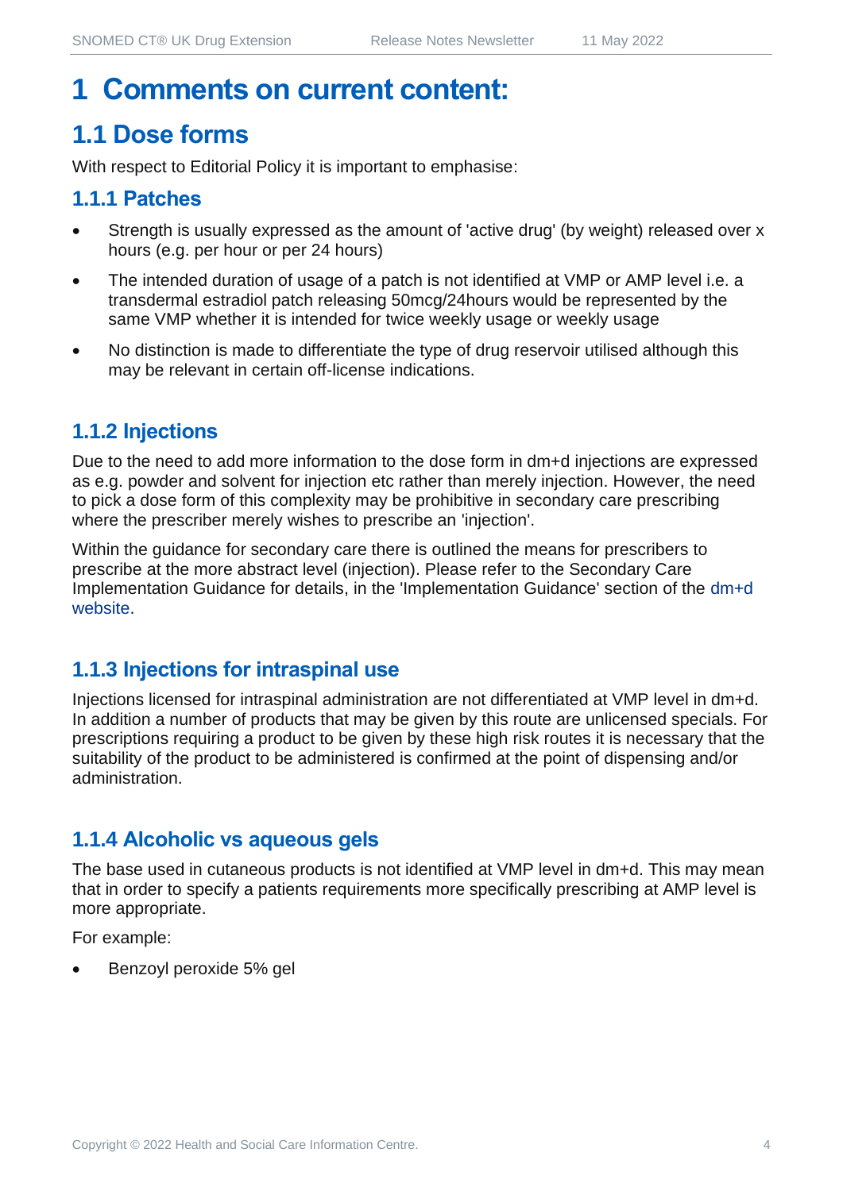# 1 Comments on current content:

## 1.1 Dose forms

With respect to Editorial Policy it is important to emphasise:

### 1.1.1 Patches

- Strength is usually expressed as the amount of 'active drug' (by weight) released over x hours (e.g. per hour or per 24 hours)
- The intended duration of usage of a patch is not identified at VMP or AMP level i.e. a transdermal estradiol patch releasing 50mcg/24hours would be represented by the same VMP whether it is intended for twice weekly usage or weekly usage
- No distinction is made to differentiate the type of drug reservoir utilised although this may be relevant in certain off-license indications.

### 1.1.2 Injections

Due to the need to add more information to the dose form in dm+d injections are expressed as e.g. powder and solvent for injection etc rather than merely injection. However, the need to pick a dose form of this complexity may be prohibitive in secondary care prescribing where the prescriber merely wishes to prescribe an 'injection'.

Within the guidance for secondary care there is outlined the means for prescribers to prescribe at the more abstract level (injection). Please refer to the Secondary Care Implementation Guidance for details, in the 'Implementation Guidance' section of the dm+d website.

### 1.1.3 Injections for intraspinal use

Injections licensed for intraspinal administration are not differentiated at VMP level in dm+d. In addition a number of products that may be given by this route are unlicensed specials. For prescriptions requiring a product to be given by these high risk routes it is necessary that the suitability of the product to be administered is confirmed at the point of dispensing and/or administration.

### 1.1.4 Alcoholic vs aqueous gels

The base used in cutaneous products is not identified at VMP level in dm+d. This may mean that in order to specify a patients requirements more specifically prescribing at AMP level is more appropriate.

For example:

- Benzoyl peroxide 5% gel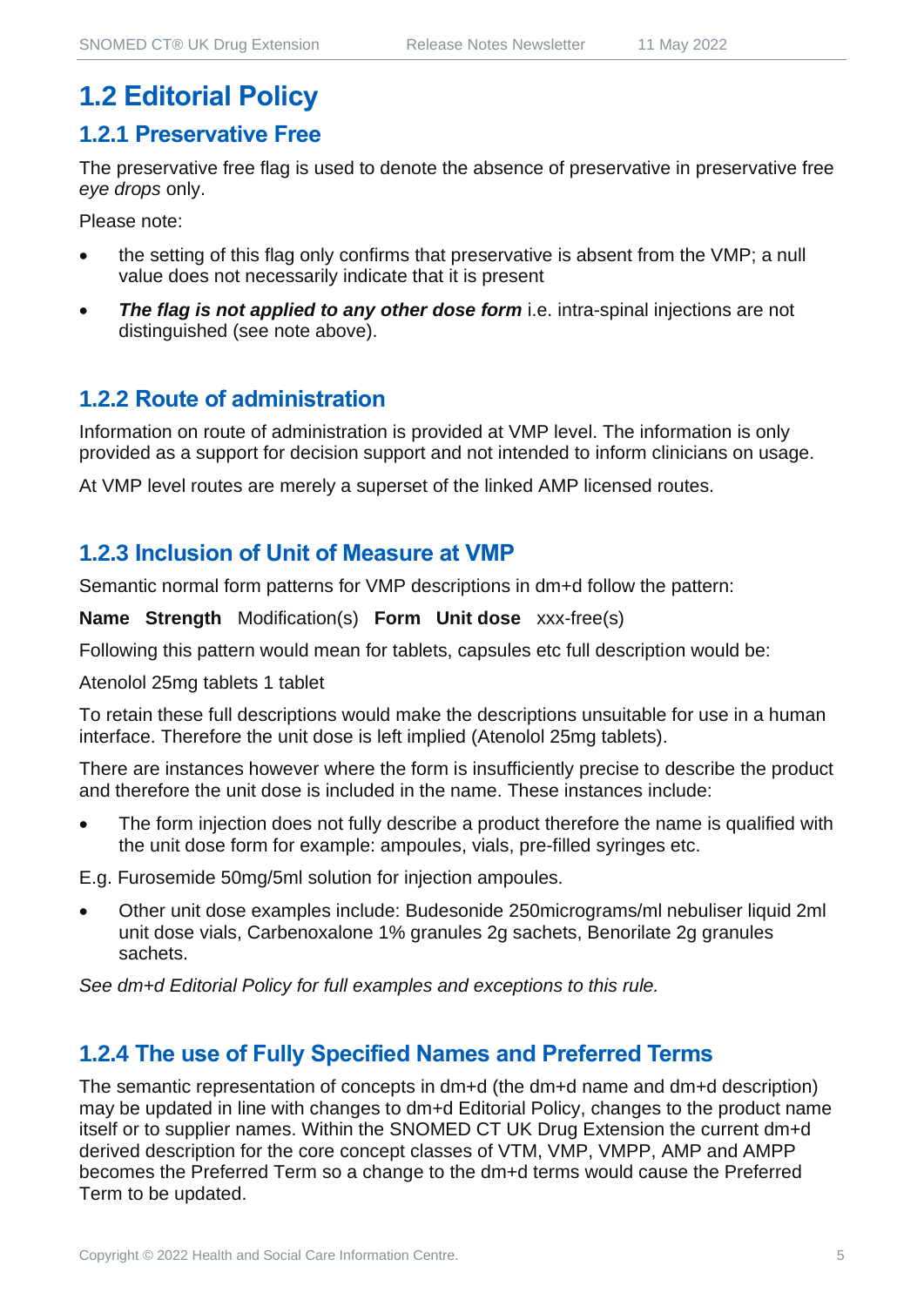## 1.2 Editorial Policy

### 1.2.1 Preservative Free

The preservative free flag is used to denote the absence of preservative in preservative free *eye drops* only.

Please note:

- the setting of this flag only confirms that preservative is absent from the VMP; a null value does not necessarily indicate that it is present
- ***The flag is not applied to any other dose form*** i.e. intra-spinal injections are not distinguished (see note above).

### 1.2.2 Route of administration

Information on route of administration is provided at VMP level. The information is only provided as a support for decision support and not intended to inform clinicians on usage.

At VMP level routes are merely a superset of the linked AMP licensed routes.

### 1.2.3 Inclusion of Unit of Measure at VMP

Semantic normal form patterns for VMP descriptions in dm+d follow the pattern:

**Name Strength** Modification(s) **Form Unit dose** xxx-free(s)

Following this pattern would mean for tablets, capsules etc full description would be:

Atenolol 25mg tablets 1 tablet

To retain these full descriptions would make the descriptions unsuitable for use in a human interface. Therefore the unit dose is left implied (Atenolol 25mg tablets).

There are instances however where the form is insufficiently precise to describe the product and therefore the unit dose is included in the name. These instances include:

- The form injection does not fully describe a product therefore the name is qualified with the unit dose form for example: ampoules, vials, pre-filled syringes etc.

E.g. Furosemide 50mg/5ml solution for injection ampoules.

- Other unit dose examples include: Budesonide 250micrograms/ml nebuliser liquid 2ml unit dose vials, Carbenoxalone 1% granules 2g sachets, Benorilate 2g granules sachets.

*See dm+d Editorial Policy for full examples and exceptions to this rule.*

### 1.2.4 The use of Fully Specified Names and Preferred Terms

The semantic representation of concepts in dm+d (the dm+d name and dm+d description) may be updated in line with changes to dm+d Editorial Policy, changes to the product name itself or to supplier names. Within the SNOMED CT UK Drug Extension the current dm+d derived description for the core concept classes of VTM, VMP, VMPP, AMP and AMPP becomes the Preferred Term so a change to the dm+d terms would cause the Preferred Term to be updated.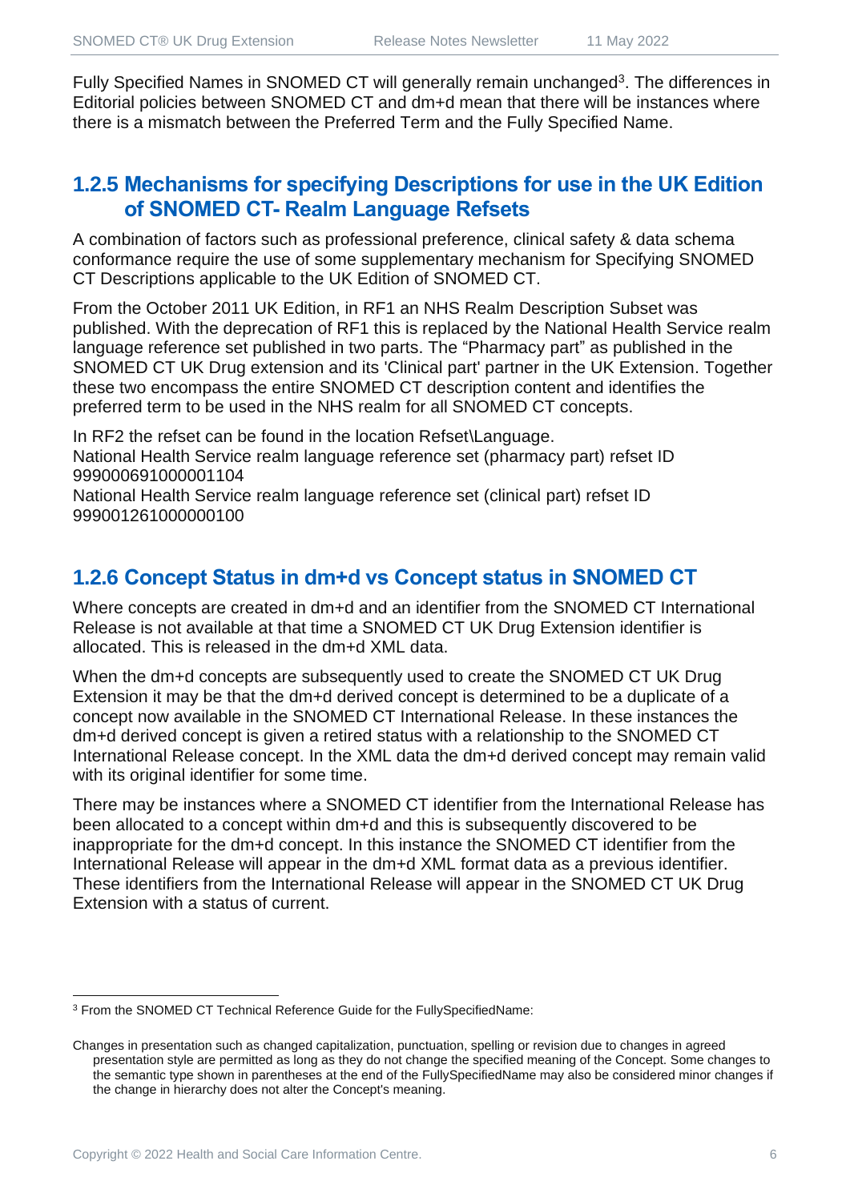Fully Specified Names in SNOMED CT will generally remain unchanged[3]. The differences in Editorial policies between SNOMED CT and dm+d mean that there will be instances where there is a mismatch between the Preferred Term and the Fully Specified Name.

### 1.2.5 Mechanisms for specifying Descriptions for use in the UK Edition of SNOMED CT- Realm Language Refsets

A combination of factors such as professional preference, clinical safety & data schema conformance require the use of some supplementary mechanism for Specifying SNOMED CT Descriptions applicable to the UK Edition of SNOMED CT.

From the October 2011 UK Edition, in RF1 an NHS Realm Description Subset was published. With the deprecation of RF1 this is replaced by the National Health Service realm language reference set published in two parts. The “Pharmacy part” as published in the SNOMED CT UK Drug extension and its 'Clinical part' partner in the UK Extension. Together these two encompass the entire SNOMED CT description content and identifies the preferred term to be used in the NHS realm for all SNOMED CT concepts.

In RF2 the refset can be found in the location Refset\Language.
National Health Service realm language reference set (pharmacy part) refset ID 999000691000001104
National Health Service realm language reference set (clinical part) refset ID 999001261000000100

### 1.2.6 Concept Status in dm+d vs Concept status in SNOMED CT

Where concepts are created in dm+d and an identifier from the SNOMED CT International Release is not available at that time a SNOMED CT UK Drug Extension identifier is allocated. This is released in the dm+d XML data.

When the dm+d concepts are subsequently used to create the SNOMED CT UK Drug Extension it may be that the dm+d derived concept is determined to be a duplicate of a concept now available in the SNOMED CT International Release. In these instances the dm+d derived concept is given a retired status with a relationship to the SNOMED CT International Release concept. In the XML data the dm+d derived concept may remain valid with its original identifier for some time.

There may be instances where a SNOMED CT identifier from the International Release has been allocated to a concept within dm+d and this is subsequently discovered to be inappropriate for the dm+d concept. In this instance the SNOMED CT identifier from the International Release will appear in the dm+d XML format data as a previous identifier. These identifiers from the International Release will appear in the SNOMED CT UK Drug Extension with a status of current.

---

[3] From the SNOMED CT Technical Reference Guide for the FullySpecifiedName:

Changes in presentation such as changed capitalization, punctuation, spelling or revision due to changes in agreed presentation style are permitted as long as they do not change the specified meaning of the Concept. Some changes to the semantic type shown in parentheses at the end of the FullySpecifiedName may also be considered minor changes if the change in hierarchy does not alter the Concept's meaning.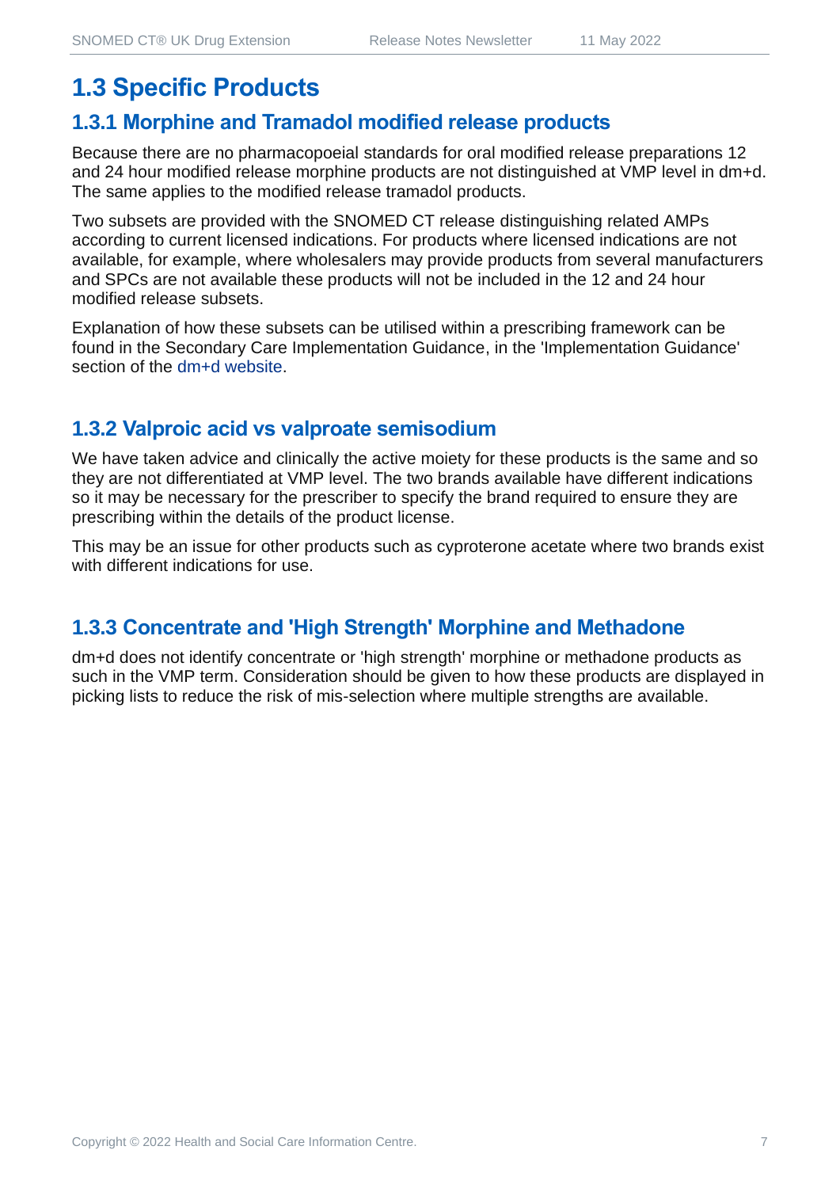## 1.3 Specific Products

### 1.3.1 Morphine and Tramadol modified release products

Because there are no pharmacopoeial standards for oral modified release preparations 12 and 24 hour modified release morphine products are not distinguished at VMP level in dm+d. The same applies to the modified release tramadol products.

Two subsets are provided with the SNOMED CT release distinguishing related AMPs according to current licensed indications. For products where licensed indications are not available, for example, where wholesalers may provide products from several manufacturers and SPCs are not available these products will not be included in the 12 and 24 hour modified release subsets.

Explanation of how these subsets can be utilised within a prescribing framework can be found in the Secondary Care Implementation Guidance, in the 'Implementation Guidance' section of the dm+d website.

### 1.3.2 Valproic acid vs valproate semisodium

We have taken advice and clinically the active moiety for these products is the same and so they are not differentiated at VMP level. The two brands available have different indications so it may be necessary for the prescriber to specify the brand required to ensure they are prescribing within the details of the product license.

This may be an issue for other products such as cyproterone acetate where two brands exist with different indications for use.

### 1.3.3 Concentrate and 'High Strength' Morphine and Methadone

dm+d does not identify concentrate or 'high strength' morphine or methadone products as such in the VMP term. Consideration should be given to how these products are displayed in picking lists to reduce the risk of mis-selection where multiple strengths are available.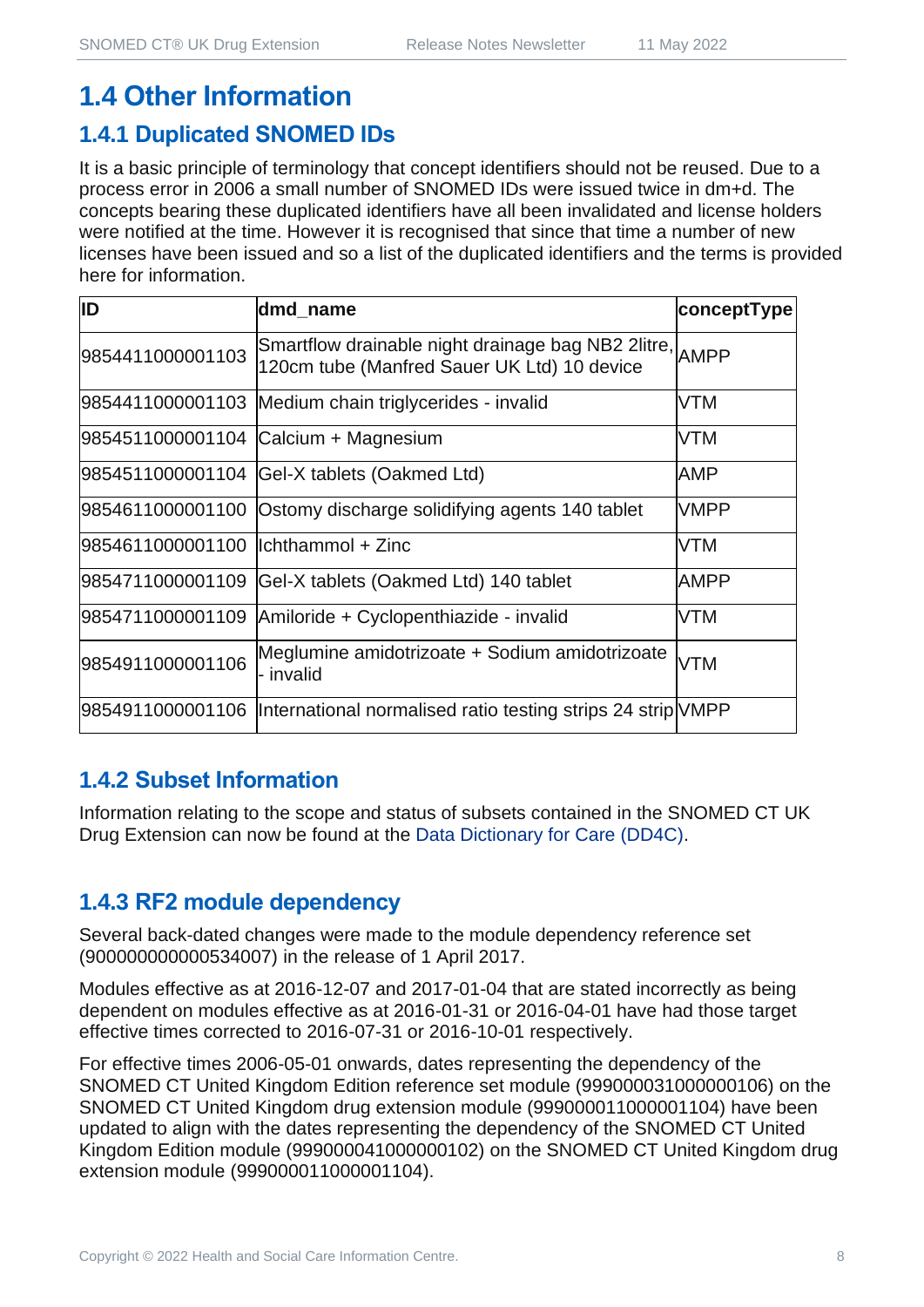# 1.4 Other Information

## 1.4.1 Duplicated SNOMED IDs

It is a basic principle of terminology that concept identifiers should not be reused. Due to a process error in 2006 a small number of SNOMED IDs were issued twice in dm+d. The concepts bearing these duplicated identifiers have all been invalidated and license holders were notified at the time. However it is recognised that since that time a number of new licenses have been issued and so a list of the duplicated identifiers and the terms is provided here for information.

| ID | dmd_name | conceptType |
|---|---|---|
| 9854411000001103 | Smartflow drainable night drainage bag NB2 2litre, 120cm tube (Manfred Sauer UK Ltd) 10 device | AMPP |
| 9854411000001103 | Medium chain triglycerides - invalid | VTM |
| 9854511000001104 | Calcium + Magnesium | VTM |
| 9854511000001104 | Gel-X tablets (Oakmed Ltd) | AMP |
| 9854611000001100 | Ostomy discharge solidifying agents 140 tablet | VMPP |
| 9854611000001100 | Ichthammol + Zinc | VTM |
| 9854711000001109 | Gel-X tablets (Oakmed Ltd) 140 tablet | AMPP |
| 9854711000001109 | Amiloride + Cyclopenthiazide - invalid | VTM |
| 9854911000001106 | Meglumine amidotrizoate + Sodium amidotrizoate - invalid | VTM |
| 9854911000001106 | International normalised ratio testing strips 24 strip | VMPP |

## 1.4.2 Subset Information

Information relating to the scope and status of subsets contained in the SNOMED CT UK Drug Extension can now be found at the Data Dictionary for Care (DD4C).

## 1.4.3 RF2 module dependency

Several back-dated changes were made to the module dependency reference set (900000000000534007) in the release of 1 April 2017.

Modules effective as at 2016-12-07 and 2017-01-04 that are stated incorrectly as being dependent on modules effective as at 2016-01-31 or 2016-04-01 have had those target effective times corrected to 2016-07-31 or 2016-10-01 respectively.

For effective times 2006-05-01 onwards, dates representing the dependency of the SNOMED CT United Kingdom Edition reference set module (999000031000000106) on the SNOMED CT United Kingdom drug extension module (999000011000001104) have been updated to align with the dates representing the dependency of the SNOMED CT United Kingdom Edition module (999000041000000102) on the SNOMED CT United Kingdom drug extension module (999000011000001104).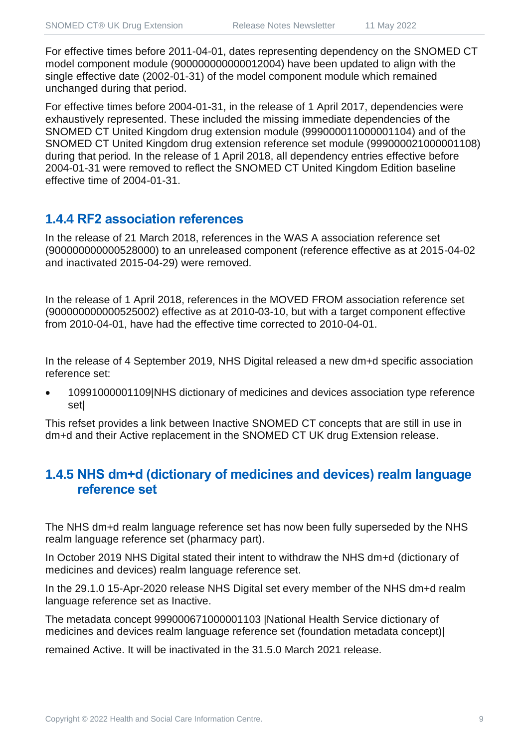For effective times before 2011-04-01, dates representing dependency on the SNOMED CT model component module (900000000000012004) have been updated to align with the single effective date (2002-01-31) of the model component module which remained unchanged during that period.

For effective times before 2004-01-31, in the release of 1 April 2017, dependencies were exhaustively represented. These included the missing immediate dependencies of the SNOMED CT United Kingdom drug extension module (999000011000001104) and of the SNOMED CT United Kingdom drug extension reference set module (999000021000001108) during that period. In the release of 1 April 2018, all dependency entries effective before 2004-01-31 were removed to reflect the SNOMED CT United Kingdom Edition baseline effective time of 2004-01-31.

### 1.4.4 RF2 association references

In the release of 21 March 2018, references in the WAS A association reference set (900000000000528000) to an unreleased component (reference effective as at 2015-04-02 and inactivated 2015-04-29) were removed.

In the release of 1 April 2018, references in the MOVED FROM association reference set (900000000000525002) effective as at 2010-03-10, but with a target component effective from 2010-04-01, have had the effective time corrected to 2010-04-01.

In the release of 4 September 2019, NHS Digital released a new dm+d specific association reference set:

- 10991000001109|NHS dictionary of medicines and devices association type reference set|

This refset provides a link between Inactive SNOMED CT concepts that are still in use in dm+d and their Active replacement in the SNOMED CT UK drug Extension release.

### 1.4.5 NHS dm+d (dictionary of medicines and devices) realm language reference set

The NHS dm+d realm language reference set has now been fully superseded by the NHS realm language reference set (pharmacy part).

In October 2019 NHS Digital stated their intent to withdraw the NHS dm+d (dictionary of medicines and devices) realm language reference set.

In the 29.1.0 15-Apr-2020 release NHS Digital set every member of the NHS dm+d realm language reference set as Inactive.

The metadata concept 999000671000001103 |National Health Service dictionary of medicines and devices realm language reference set (foundation metadata concept)|

remained Active. It will be inactivated in the 31.5.0 March 2021 release.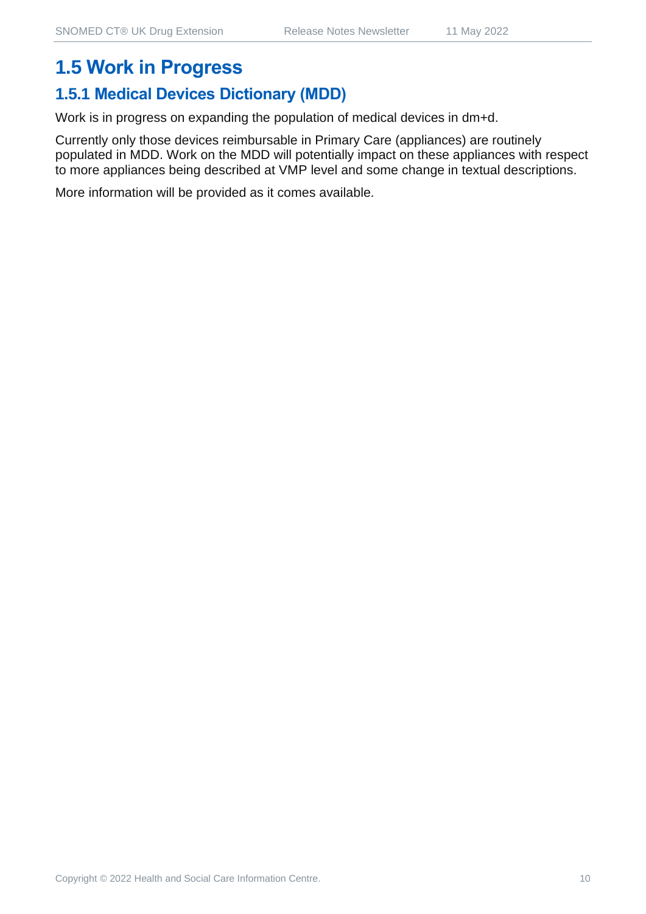# 1.5 Work in Progress

## 1.5.1 Medical Devices Dictionary (MDD)

Work is in progress on expanding the population of medical devices in dm+d.

Currently only those devices reimbursable in Primary Care (appliances) are routinely populated in MDD. Work on the MDD will potentially impact on these appliances with respect to more appliances being described at VMP level and some change in textual descriptions.

More information will be provided as it comes available.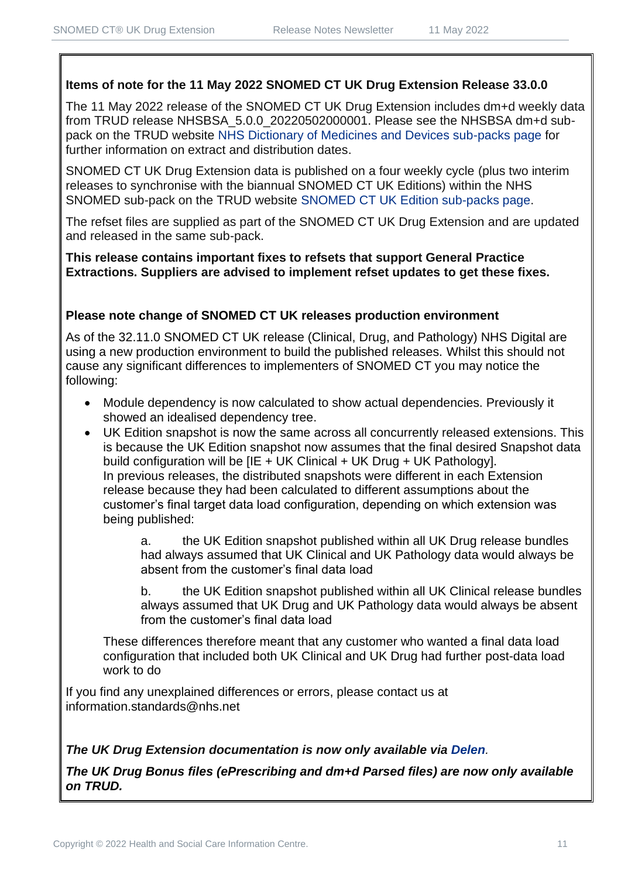**Items of note for the 11 May 2022 SNOMED CT UK Drug Extension Release 33.0.0**

The 11 May 2022 release of the SNOMED CT UK Drug Extension includes dm+d weekly data from TRUD release NHSBSA_5.0.0_20220502000001. Please see the NHSBSA dm+d sub-pack on the TRUD website NHS Dictionary of Medicines and Devices sub-packs page for further information on extract and distribution dates.

SNOMED CT UK Drug Extension data is published on a four weekly cycle (plus two interim releases to synchronise with the biannual SNOMED CT UK Editions) within the NHS SNOMED sub-pack on the TRUD website SNOMED CT UK Edition sub-packs page.

The refset files are supplied as part of the SNOMED CT UK Drug Extension and are updated and released in the same sub-pack.

**This release contains important fixes to refsets that support General Practice Extractions. Suppliers are advised to implement refset updates to get these fixes.**

**Please note change of SNOMED CT UK releases production environment**

As of the 32.11.0 SNOMED CT UK release (Clinical, Drug, and Pathology) NHS Digital are using a new production environment to build the published releases. Whilst this should not cause any significant differences to implementers of SNOMED CT you may notice the following:

- Module dependency is now calculated to show actual dependencies. Previously it showed an idealised dependency tree.
- UK Edition snapshot is now the same across all concurrently released extensions. This is because the UK Edition snapshot now assumes that the final desired Snapshot data build configuration will be [IE + UK Clinical + UK Drug + UK Pathology].
  In previous releases, the distributed snapshots were different in each Extension release because they had been calculated to different assumptions about the customer's final target data load configuration, depending on which extension was being published:

  a. the UK Edition snapshot published within all UK Drug release bundles had always assumed that UK Clinical and UK Pathology data would always be absent from the customer's final data load

  b. the UK Edition snapshot published within all UK Clinical release bundles always assumed that UK Drug and UK Pathology data would always be absent from the customer's final data load

  These differences therefore meant that any customer who wanted a final data load configuration that included both UK Clinical and UK Drug had further post-data load work to do

If you find any unexplained differences or errors, please contact us at information.standards@nhs.net

***The UK Drug Extension documentation is now only available via Delen.***

***The UK Drug Bonus files (ePrescribing and dm+d Parsed files) are now only available on TRUD.***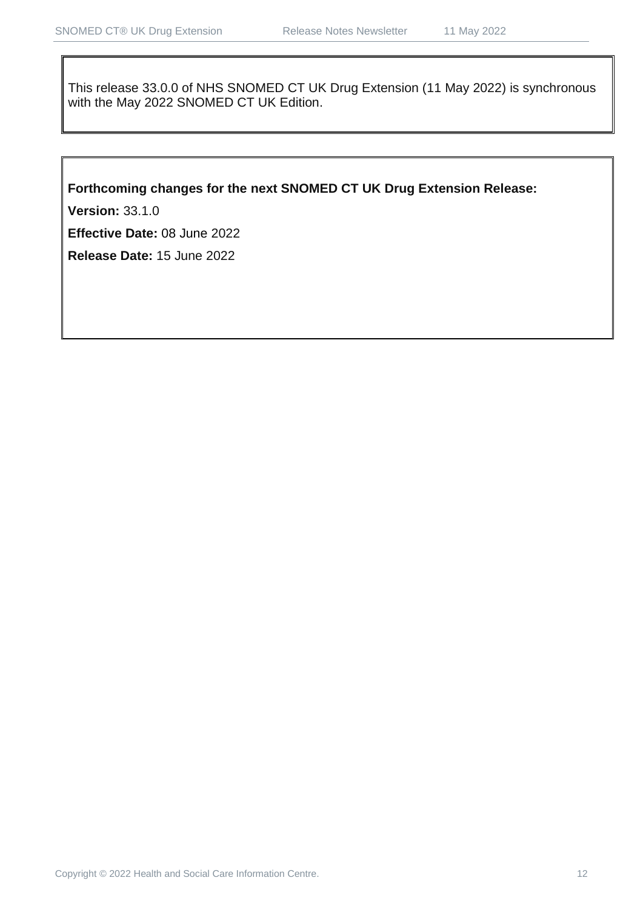This release 33.0.0 of NHS SNOMED CT UK Drug Extension (11 May 2022) is synchronous with the May 2022 SNOMED CT UK Edition.

**Forthcoming changes for the next SNOMED CT UK Drug Extension Release:**

**Version:** 33.1.0

**Effective Date:** 08 June 2022

**Release Date:** 15 June 2022